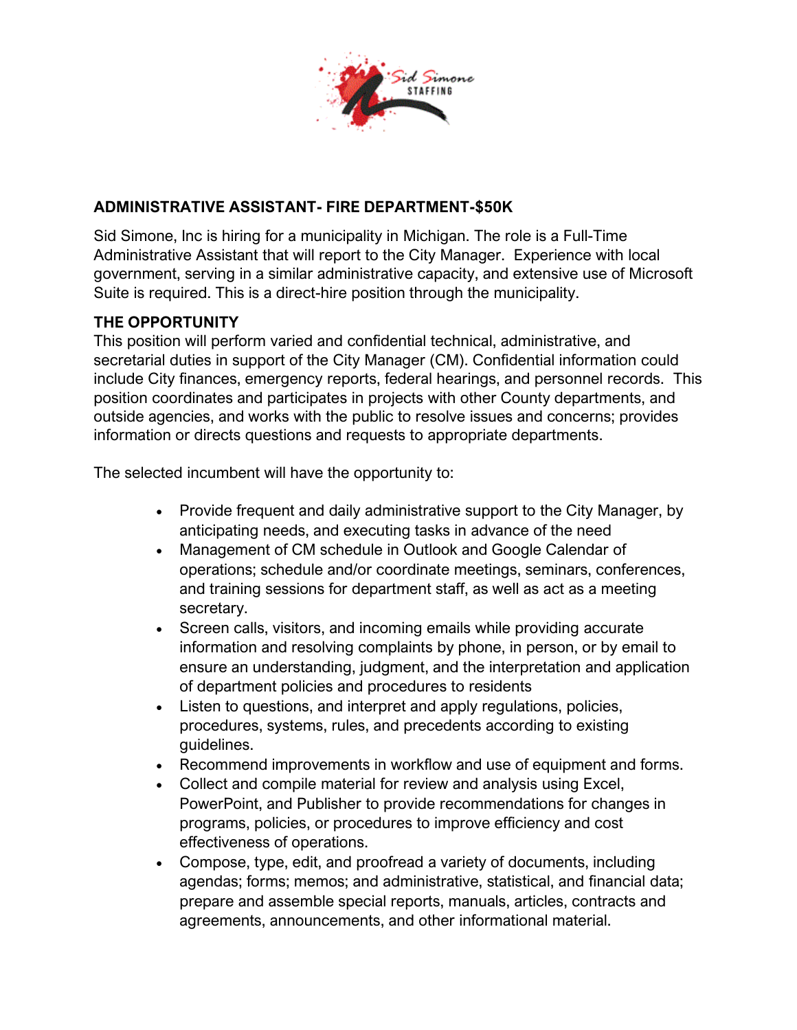Sid Simone STAFFING

## ADMINISTRATIVE ASSISTANT- FIRE DEPARTMENT-$50K

Sid Simone, Inc is hiring for a municipality in Michigan. The role is a Full-Time Administrative Assistant that will report to the City Manager. Experience with local government, serving in a similar administrative capacity, and extensive use of Microsoft Suite is required. This is a direct-hire position through the municipality.

### THE OPPORTUNITY

This position will perform varied and confidential technical, administrative, and secretarial duties in support of the City Manager (CM). Confidential information could include City finances, emergency reports, federal hearings, and personnel records. This position coordinates and participates in projects with other County departments, and outside agencies, and works with the public to resolve issues and concerns; provides information or directs questions and requests to appropriate departments.

The selected incumbent will have the opportunity to:

- Provide frequent and daily administrative support to the City Manager, by anticipating needs, and executing tasks in advance of the need
- Management of CM schedule in Outlook and Google Calendar of operations; schedule and/or coordinate meetings, seminars, conferences, and training sessions for department staff, as well as act as a meeting secretary.
- Screen calls, visitors, and incoming emails while providing accurate information and resolving complaints by phone, in person, or by email to ensure an understanding, judgment, and the interpretation and application of department policies and procedures to residents
- Listen to questions, and interpret and apply regulations, policies, procedures, systems, rules, and precedents according to existing guidelines.
- Recommend improvements in workflow and use of equipment and forms.
- Collect and compile material for review and analysis using Excel, PowerPoint, and Publisher to provide recommendations for changes in programs, policies, or procedures to improve efficiency and cost effectiveness of operations.
- Compose, type, edit, and proofread a variety of documents, including agendas; forms; memos; and administrative, statistical, and financial data; prepare and assemble special reports, manuals, articles, contracts and agreements, announcements, and other informational material.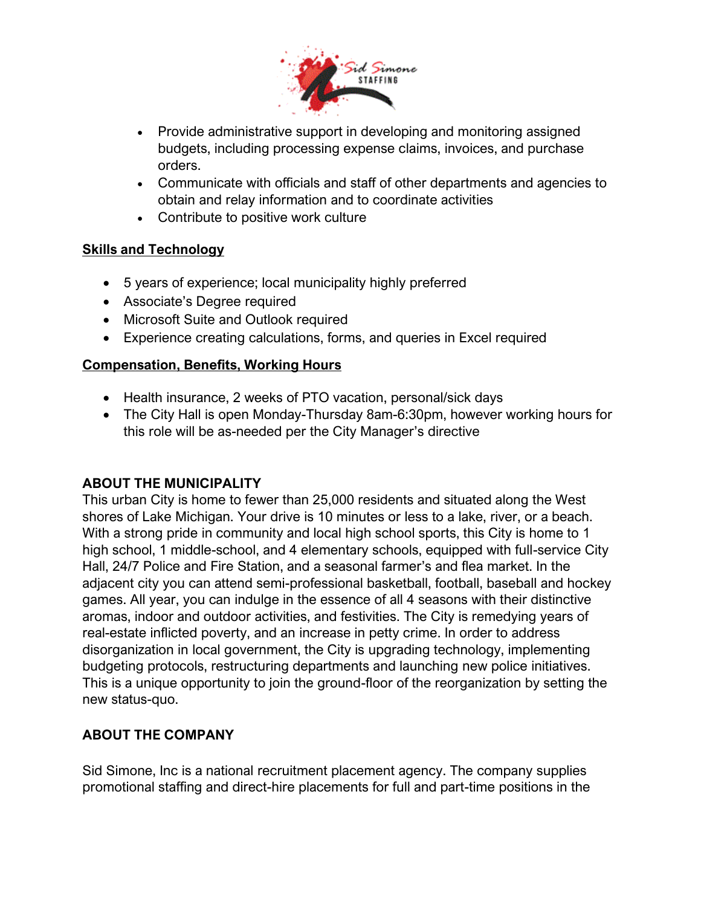- Provide administrative support in developing and monitoring assigned budgets, including processing expense claims, invoices, and purchase orders.
- Communicate with officials and staff of other departments and agencies to obtain and relay information and to coordinate activities
- Contribute to positive work culture

**Skills and Technology**

- 5 years of experience; local municipality highly preferred
- Associate's Degree required
- Microsoft Suite and Outlook required
- Experience creating calculations, forms, and queries in Excel required

**Compensation, Benefits, Working Hours**

- Health insurance, 2 weeks of PTO vacation, personal/sick days
- The City Hall is open Monday-Thursday 8am-6:30pm, however working hours for this role will be as-needed per the City Manager's directive

## ABOUT THE MUNICIPALITY

This urban City is home to fewer than 25,000 residents and situated along the West shores of Lake Michigan. Your drive is 10 minutes or less to a lake, river, or a beach. With a strong pride in community and local high school sports, this City is home to 1 high school, 1 middle-school, and 4 elementary schools, equipped with full-service City Hall, 24/7 Police and Fire Station, and a seasonal farmer's and flea market. In the adjacent city you can attend semi-professional basketball, football, baseball and hockey games. All year, you can indulge in the essence of all 4 seasons with their distinctive aromas, indoor and outdoor activities, and festivities. The City is remedying years of real-estate inflicted poverty, and an increase in petty crime. In order to address disorganization in local government, the City is upgrading technology, implementing budgeting protocols, restructuring departments and launching new police initiatives. This is a unique opportunity to join the ground-floor of the reorganization by setting the new status-quo.

## ABOUT THE COMPANY

Sid Simone, Inc is a national recruitment placement agency. The company supplies promotional staffing and direct-hire placements for full and part-time positions in the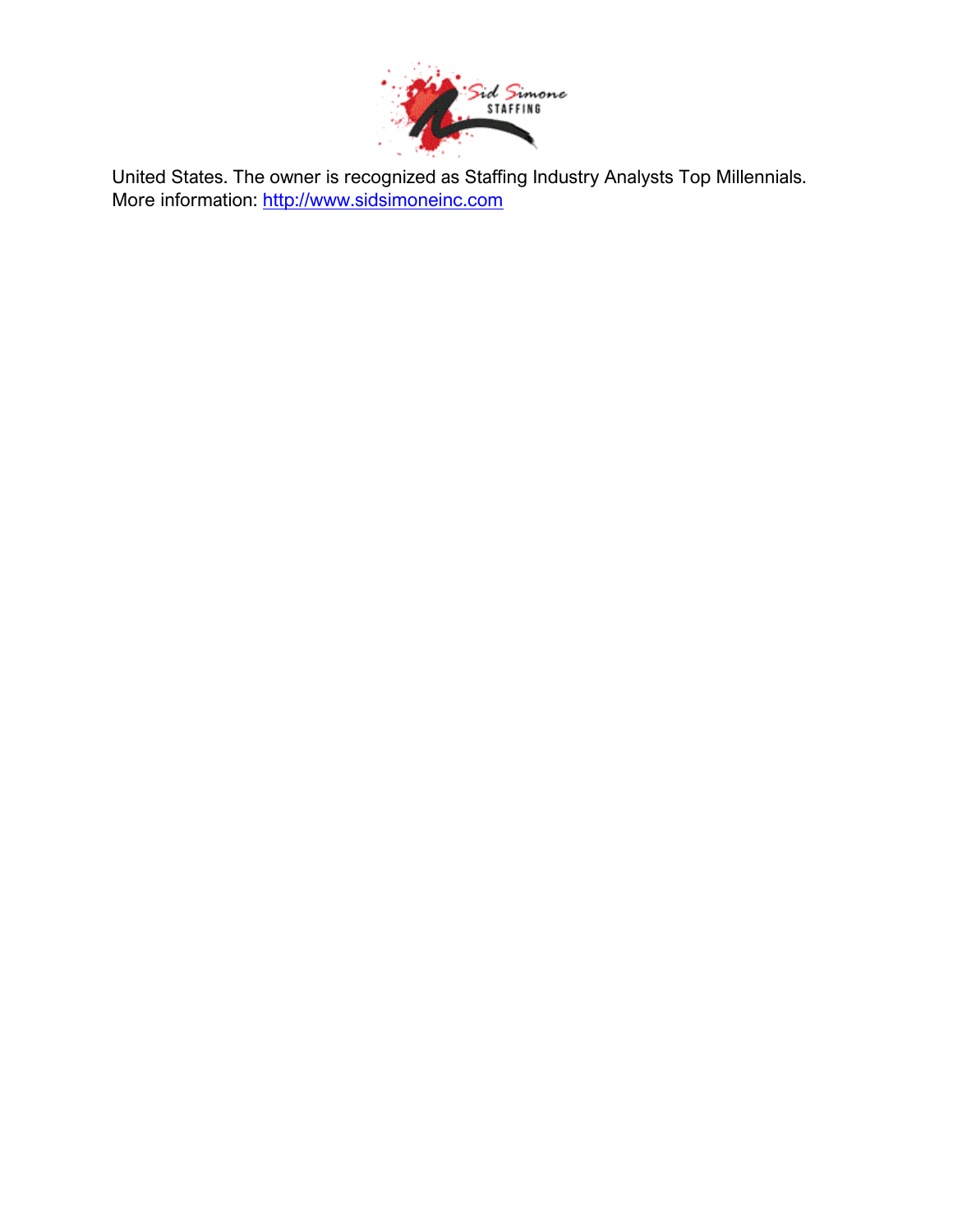United States. The owner is recognized as Staffing Industry Analysts Top Millennials. More information: http://www.sidsimoneinc.com